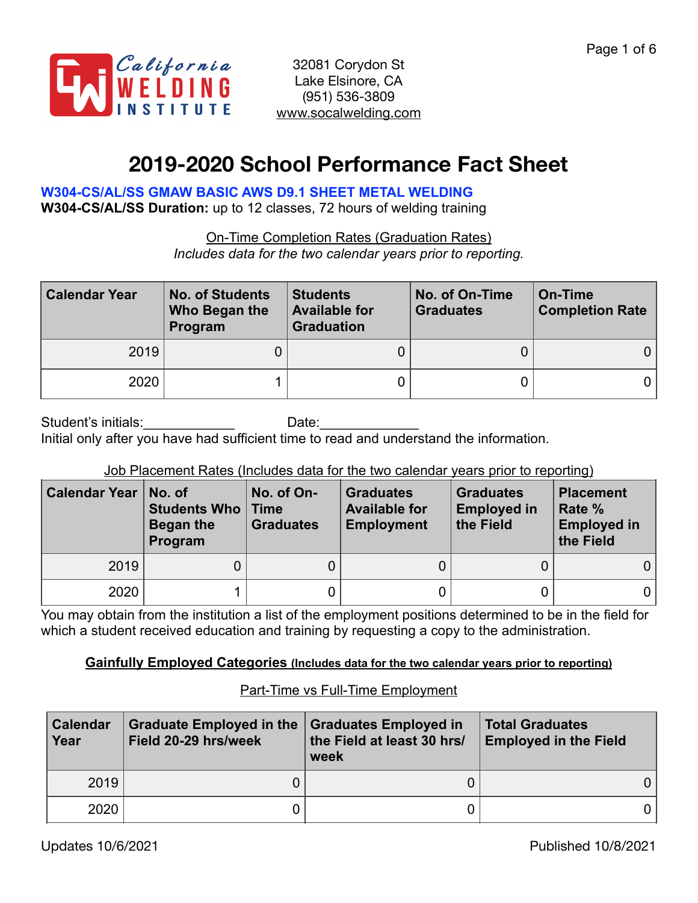California WELDING INSTITUTE

32081 Corydon St
Lake Elsinore, CA
(951) 536-3809
www.socalwelding.com

# 2019-2020 School Performance Fact Sheet

**W304-CS/AL/SS GMAW BASIC AWS D9.1 SHEET METAL WELDING**
**W304-CS/AL/SS Duration:** up to 12 classes, 72 hours of welding training

On-Time Completion Rates (Graduation Rates)
*Includes data for the two calendar years prior to reporting.*

| Calendar Year | No. of Students Who Began the Program | Students Available for Graduation | No. of On-Time Graduates | On-Time Completion Rate |
|---|---|---|---|---|
| 2019 | 0 | 0 | 0 | 0 |
| 2020 | 1 | 0 | 0 | 0 |

Student's initials:____________ Date:_____________
Initial only after you have had sufficient time to read and understand the information.

Job Placement Rates (Includes data for the two calendar years prior to reporting)

| Calendar Year | No. of Students Who Began the Program | No. of On-Time Graduates | Graduates Available for Employment | Graduates Employed in the Field | Placement Rate % Employed in the Field |
|---|---|---|---|---|---|
| 2019 | 0 | 0 | 0 | 0 | 0 |
| 2020 | 1 | 0 | 0 | 0 | 0 |

You may obtain from the institution a list of the employment positions determined to be in the field for which a student received education and training by requesting a copy to the administration.

**Gainfully Employed Categories (Includes data for the two calendar years prior to reporting)**

Part-Time vs Full-Time Employment

| Calendar Year | Graduate Employed in the Field 20-29 hrs/week | Graduates Employed in the Field at least 30 hrs/week | Total Graduates Employed in the Field |
|---|---|---|---|
| 2019 | 0 | 0 | 0 |
| 2020 | 0 | 0 | 0 |

Updates 10/6/2021 Published 10/8/2021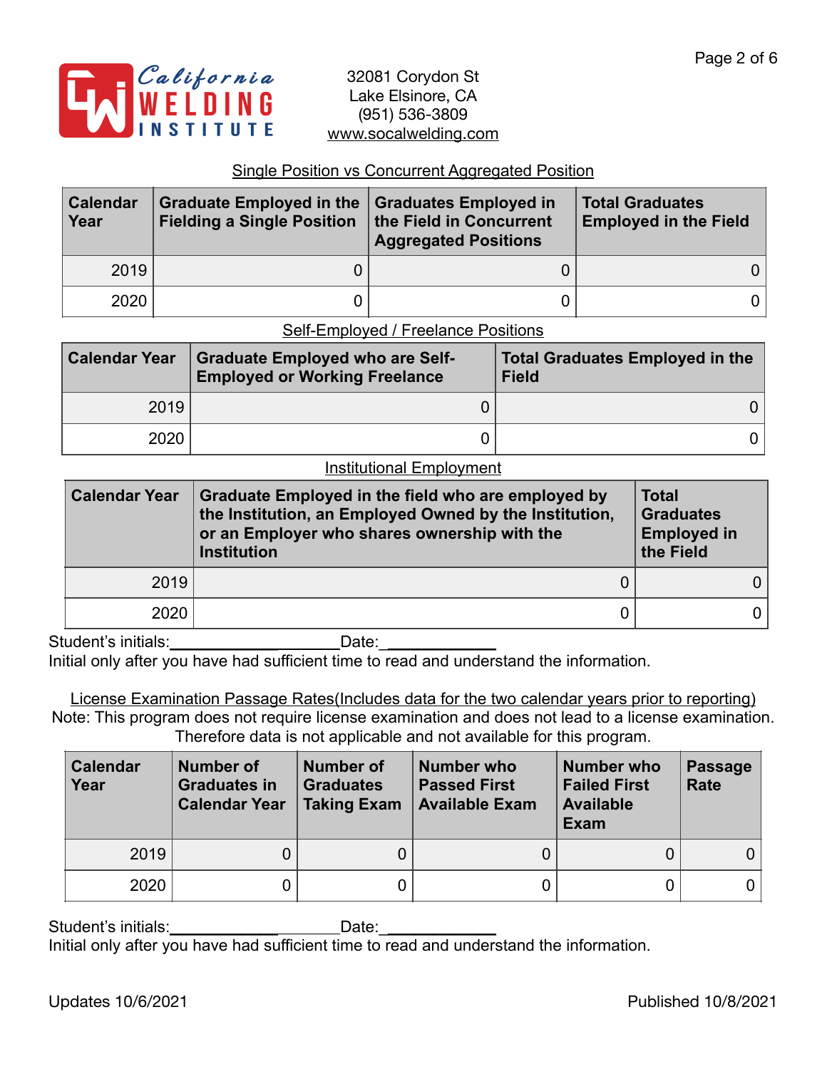California WELDING INSTITUTE

32081 Corydon St
Lake Elsinore, CA
(951) 536-3809
www.socalwelding.com

## Single Position vs Concurrent Aggregated Position

| Calendar Year | Graduate Employed in the Fielding a Single Position | Graduates Employed in the Field in Concurrent Aggregated Positions | Total Graduates Employed in the Field |
|---|---|---|---|
| 2019 | 0 | 0 | 0 |
| 2020 | 0 | 0 | 0 |

## Self-Employed / Freelance Positions

| Calendar Year | Graduate Employed who are Self-Employed or Working Freelance | Total Graduates Employed in the Field |
|---|---|---|
| 2019 | 0 | 0 |
| 2020 | 0 | 0 |

## Institutional Employment

| Calendar Year | Graduate Employed in the field who are employed by the Institution, an Employed Owned by the Institution, or an Employer who shares ownership with the Institution | Total Graduates Employed in the Field |
|---|---|---|
| 2019 | 0 | 0 |
| 2020 | 0 | 0 |

Student's initials:____________________Date:_____________

Initial only after you have had sufficient time to read and understand the information.

## License Examination Passage Rates(Includes data for the two calendar years prior to reporting)

Note: This program does not require license examination and does not lead to a license examination. Therefore data is not applicable and not available for this program.

| Calendar Year | Number of Graduates in Calendar Year | Number of Graduates Taking Exam | Number who Passed First Available Exam | Number who Failed First Available Exam | Passage Rate |
|---|---|---|---|---|---|
| 2019 | 0 | 0 | 0 | 0 | 0 |
| 2020 | 0 | 0 | 0 | 0 | 0 |

Student's initials:____________________Date:_____________

Initial only after you have had sufficient time to read and understand the information.

Updates 10/6/2021 Published 10/8/2021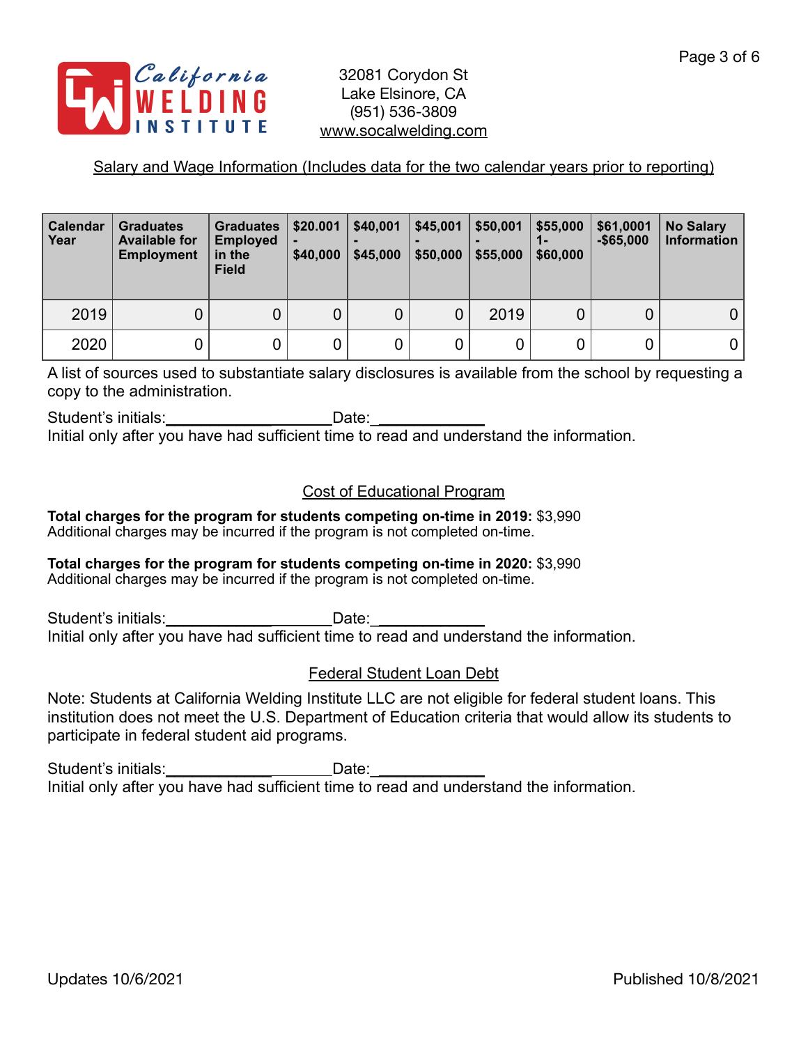California Welding Institute

32081 Corydon St
Lake Elsinore, CA
(951) 536-3809
www.socalwelding.com

## Salary and Wage Information (Includes data for the two calendar years prior to reporting)

| Calendar Year | Graduates Available for Employment | Graduates Employed in the Field | $20.001 - $40,000 | $40,001 - $45,000 | $45,001 - $50,000 | $50,001 - $55,000 | $55,000 1- $60,000 | $61,0001 -$65,000 | No Salary Information |
|---|---|---|---|---|---|---|---|---|---|
| 2019 | 0 | 0 | 0 | 0 | 0 | 2019 | 0 | 0 | 0 |
| 2020 | 0 | 0 | 0 | 0 | 0 | 0 | 0 | 0 | 0 |

A list of sources used to substantiate salary disclosures is available from the school by requesting a copy to the administration.

Student's initials:____________________Date:_____________
Initial only after you have had sufficient time to read and understand the information.

## Cost of Educational Program

**Total charges for the program for students competing on-time in 2019:** $3,990
Additional charges may be incurred if the program is not completed on-time.

**Total charges for the program for students competing on-time in 2020:** $3,990
Additional charges may be incurred if the program is not completed on-time.

Student's initials:____________________Date:_____________
Initial only after you have had sufficient time to read and understand the information.

## Federal Student Loan Debt

Note: Students at California Welding Institute LLC are not eligible for federal student loans. This institution does not meet the U.S. Department of Education criteria that would allow its students to participate in federal student aid programs.

Student's initials:____________________Date:_____________
Initial only after you have had sufficient time to read and understand the information.

Updates 10/6/2021 Published 10/8/2021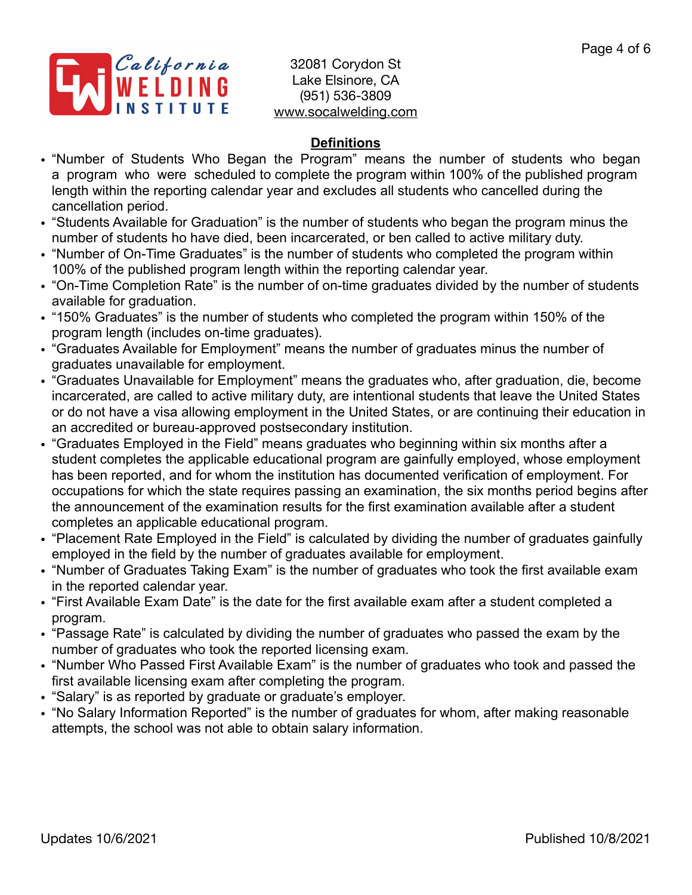32081 Corydon St
Lake Elsinore, CA
(951) 536-3809
www.socalwelding.com

## Definitions

- "Number of Students Who Began the Program" means the number of students who began a program who were scheduled to complete the program within 100% of the published program length within the reporting calendar year and excludes all students who cancelled during the cancellation period.
- "Students Available for Graduation" is the number of students who began the program minus the number of students ho have died, been incarcerated, or ben called to active military duty.
- "Number of On-Time Graduates" is the number of students who completed the program within 100% of the published program length within the reporting calendar year.
- "On-Time Completion Rate" is the number of on-time graduates divided by the number of students available for graduation.
- "150% Graduates" is the number of students who completed the program within 150% of the program length (includes on-time graduates).
- "Graduates Available for Employment" means the number of graduates minus the number of graduates unavailable for employment.
- "Graduates Unavailable for Employment" means the graduates who, after graduation, die, become incarcerated, are called to active military duty, are intentional students that leave the United States or do not have a visa allowing employment in the United States, or are continuing their education in an accredited or bureau-approved postsecondary institution.
- "Graduates Employed in the Field" means graduates who beginning within six months after a student completes the applicable educational program are gainfully employed, whose employment has been reported, and for whom the institution has documented verification of employment. For occupations for which the state requires passing an examination, the six months period begins after the announcement of the examination results for the first examination available after a student completes an applicable educational program.
- "Placement Rate Employed in the Field" is calculated by dividing the number of graduates gainfully employed in the field by the number of graduates available for employment.
- "Number of Graduates Taking Exam" is the number of graduates who took the first available exam in the reported calendar year.
- "First Available Exam Date" is the date for the first available exam after a student completed a program.
- "Passage Rate" is calculated by dividing the number of graduates who passed the exam by the number of graduates who took the reported licensing exam.
- "Number Who Passed First Available Exam" is the number of graduates who took and passed the first available licensing exam after completing the program.
- "Salary" is as reported by graduate or graduate's employer.
- "No Salary Information Reported" is the number of graduates for whom, after making reasonable attempts, the school was not able to obtain salary information.

Updates 10/6/2021 Published 10/8/2021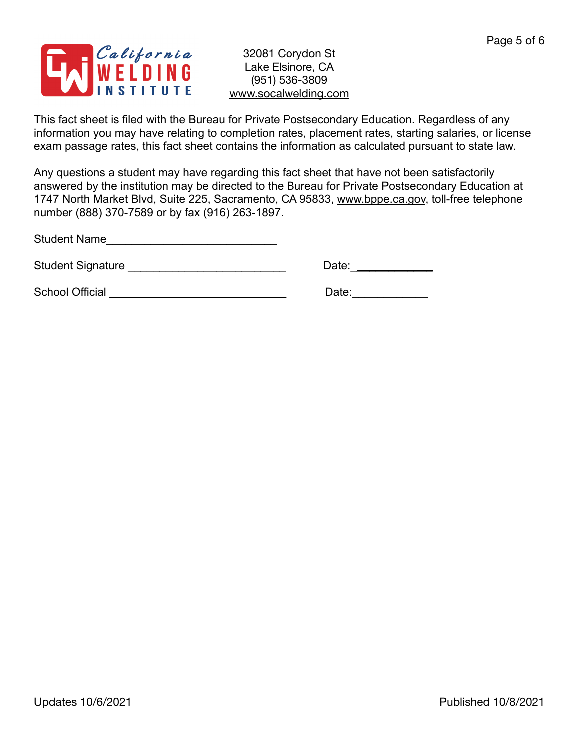California WELDING INSTITUTE

32081 Corydon St
Lake Elsinore, CA
(951) 536-3809
www.socalwelding.com

This fact sheet is filed with the Bureau for Private Postsecondary Education. Regardless of any information you may have relating to completion rates, placement rates, starting salaries, or license exam passage rates, this fact sheet contains the information as calculated pursuant to state law.

Any questions a student may have regarding this fact sheet that have not been satisfactorily answered by the institution may be directed to the Bureau for Private Postsecondary Education at 1747 North Market Blvd, Suite 225, Sacramento, CA 95833, www.bppe.ca.gov, toll-free telephone number (888) 370-7589 or by fax (916) 263-1897.

Student Name___________________________

Student Signature _________________________ Date:____________

School Official ____________________________ Date:____________

Updates 10/6/2021

Published 10/8/2021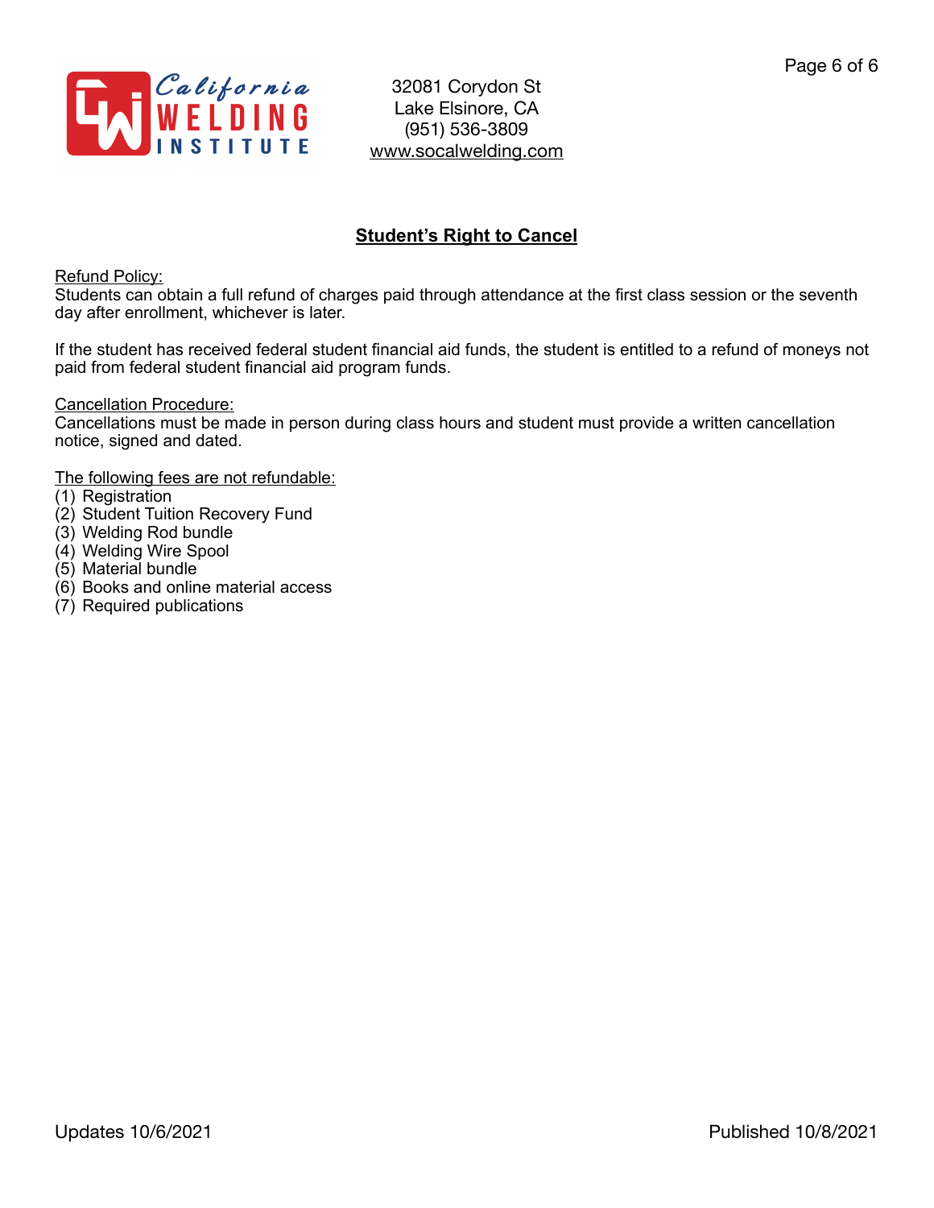32081 Corydon St
Lake Elsinore, CA
(951) 536-3809
www.socalwelding.com

## Student's Right to Cancel

Refund Policy:
Students can obtain a full refund of charges paid through attendance at the first class session or the seventh day after enrollment, whichever is later.

If the student has received federal student financial aid funds, the student is entitled to a refund of moneys not paid from federal student financial aid program funds.

Cancellation Procedure:
Cancellations must be made in person during class hours and student must provide a written cancellation notice, signed and dated.

The following fees are not refundable:
(1) Registration
(2) Student Tuition Recovery Fund
(3) Welding Rod bundle
(4) Welding Wire Spool
(5) Material bundle
(6) Books and online material access
(7) Required publications

Updates 10/6/2021

Published 10/8/2021